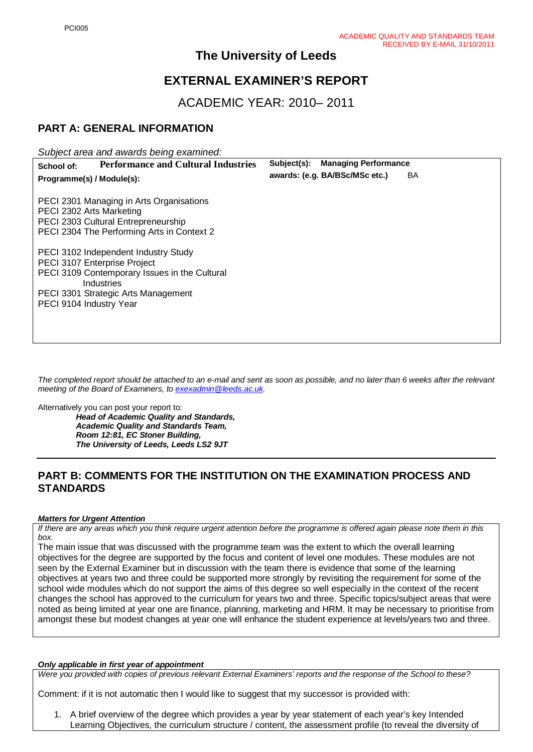PCI005

ACADEMIC QUALITY AND STANDARDS TEAM
RECEIVED BY E-MAIL 31/10/2011

# The University of Leeds

# EXTERNAL EXAMINER'S REPORT

## ACADEMIC YEAR: 2010– 2011

## PART A: GENERAL INFORMATION

*Subject area and awards being examined:*

| School of: **Performance and Cultural Industries** | Subject(s): **Managing Performance** |
|---|---|
| **Programme(s) / Module(s):** | **awards: (e.g. BA/BSc/MSc etc.)** BA |

PECI 2301 Managing in Arts Organisations
PECI 2302 Arts Marketing
PECI 2303 Cultural Entrepreneurship
PECI 2304 The Performing Arts in Context 2

PECI 3102 Independent Industry Study
PECI 3107 Enterprise Project
PECI 3109 Contemporary Issues in the Cultural Industries
PECI 3301 Strategic Arts Management
PECI 9104 Industry Year

*The completed report should be attached to an e-mail and sent as soon as possible, and no later than 6 weeks after the relevant meeting of the Board of Examiners, to exexadmin@leeds.ac.uk.*

Alternatively you can post your report to:

***Head of Academic Quality and Standards,***
***Academic Quality and Standards Team,***
***Room 12:81, EC Stoner Building,***
***The University of Leeds, Leeds LS2 9JT***

## PART B: COMMENTS FOR THE INSTITUTION ON THE EXAMINATION PROCESS AND STANDARDS

***Matters for Urgent Attention***

*If there are any areas which you think require urgent attention before the programme is offered again please note them in this box.*

The main issue that was discussed with the programme team was the extent to which the overall learning objectives for the degree are supported by the focus and content of level one modules. These modules are not seen by the External Examiner but in discussion with the team there is evidence that some of the learning objectives at years two and three could be supported more strongly by revisiting the requirement for some of the school wide modules which do not support the aims of this degree so well especially in the context of the recent changes the school has approved to the curriculum for years two and three. Specific topics/subject areas that were noted as being limited at year one are finance, planning, marketing and HRM. It may be necessary to prioritise from amongst these but modest changes at year one will enhance the student experience at levels/years two and three.

***Only applicable in first year of appointment***

*Were you provided with copies of previous relevant External Examiners' reports and the response of the School to these?*

Comment: if it is not automatic then I would like to suggest that my successor is provided with:

1. A brief overview of the degree which provides a year by year statement of each year's key Intended Learning Objectives, the curriculum structure / content, the assessment profile (to reveal the diversity of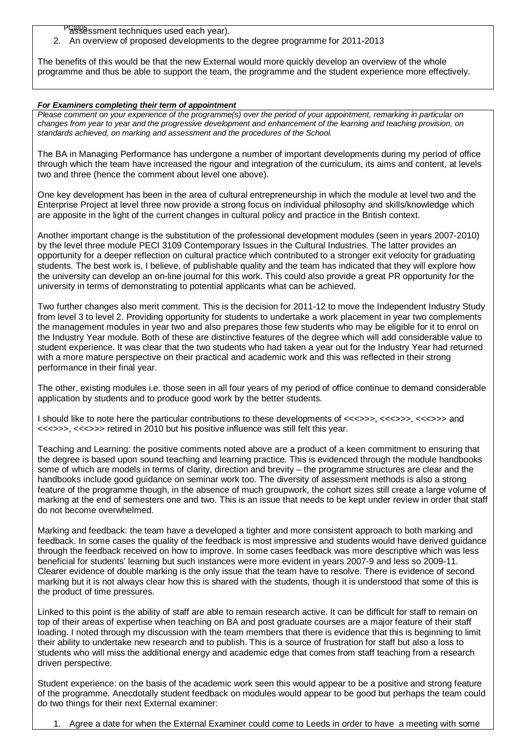assessment techniques used each year).
2. An overview of proposed developments to the degree programme for 2011-2013

The benefits of this would be that the new External would more quickly develop an overview of the whole programme and thus be able to support the team, the programme and the student experience more effectively.

***For Examiners completing their term of appointment***

*Please comment on your experience of the programme(s) over the period of your appointment, remarking in particular on changes from year to year and the progressive development and enhancement of the learning and teaching provision, on standards achieved, on marking and assessment and the procedures of the School.*

The BA in Managing Performance has undergone a number of important developments during my period of office through which the team have increased the rigour and integration of the curriculum, its aims and content, at levels two and three (hence the comment about level one above).

One key development has been in the area of cultural entrepreneurship in which the module at level two and the Enterprise Project at level three now provide a strong focus on individual philosophy and skills/knowledge which are apposite in the light of the current changes in cultural policy and practice in the British context.

Another important change is the substitution of the professional development modules (seen in years 2007-2010) by the level three module PECI 3109 Contemporary Issues in the Cultural Industries. The latter provides an opportunity for a deeper reflection on cultural practice which contributed to a stronger exit velocity for graduating students. The best work is, I believe, of publishable quality and the team has indicated that they will explore how the university can develop an on-line journal for this work. This could also provide a great PR opportunity for the university in terms of demonstrating to potential applicants what can be achieved.

Two further changes also merit comment. This is the decision for 2011-12 to move the Independent Industry Study from level 3 to level 2. Providing opportunity for students to undertake a work placement in year two complements the management modules in year two and also prepares those few students who may be eligible for it to enrol on the Industry Year module. Both of these are distinctive features of the degree which will add considerable value to student experience. It was clear that the two students who had taken a year out for the Industry Year had returned with a more mature perspective on their practical and academic work and this was reflected in their strong performance in their final year.

The other, existing modules i.e. those seen in all four years of my period of office continue to demand considerable application by students and to produce good work by the better students.

I should like to note here the particular contributions to these developments of <<<>>>, <<<>>>, <<<>>> and <<<>>>, <<<>>> retired in 2010 but his positive influence was still felt this year.

Teaching and Learning: the positive comments noted above are a product of a keen commitment to ensuring that the degree is based upon sound teaching and learning practice. This is evidenced through the module handbooks some of which are models in terms of clarity, direction and brevity – the programme structures are clear and the handbooks include good guidance on seminar work too. The diversity of assessment methods is also a strong feature of the programme though, in the absence of much groupwork, the cohort sizes still create a large volume of marking at the end of semesters one and two. This is an issue that needs to be kept under review in order that staff do not become overwhelmed.

Marking and feedback: the team have a developed a tighter and more consistent approach to both marking and feedback. In some cases the quality of the feedback is most impressive and students would have derived guidance through the feedback received on how to improve. In some cases feedback was more descriptive which was less beneficial for students' learning but such instances were more evident in years 2007-9 and less so 2009-11. Clearer evidence of double marking is the only issue that the team have to resolve. There is evidence of second marking but it is not always clear how this is shared with the students, though it is understood that some of this is the product of time pressures.

Linked to this point is the ability of staff are able to remain research active. It can be difficult for staff to remain on top of their areas of expertise when teaching on BA and post graduate courses are a major feature of their staff loading. I noted through my discussion with the team members that there is evidence that this is beginning to limit their ability to undertake new research and to publish. This is a source of frustration for staff but also a loss to students who will miss the additional energy and academic edge that comes from staff teaching from a research driven perspective.

Student experience: on the basis of the academic work seen this would appear to be a positive and strong feature of the programme. Anecdotally student feedback on modules would appear to be good but perhaps the team could do two things for their next External examiner:

1. Agree a date for when the External Examiner could come to Leeds in order to have a meeting with some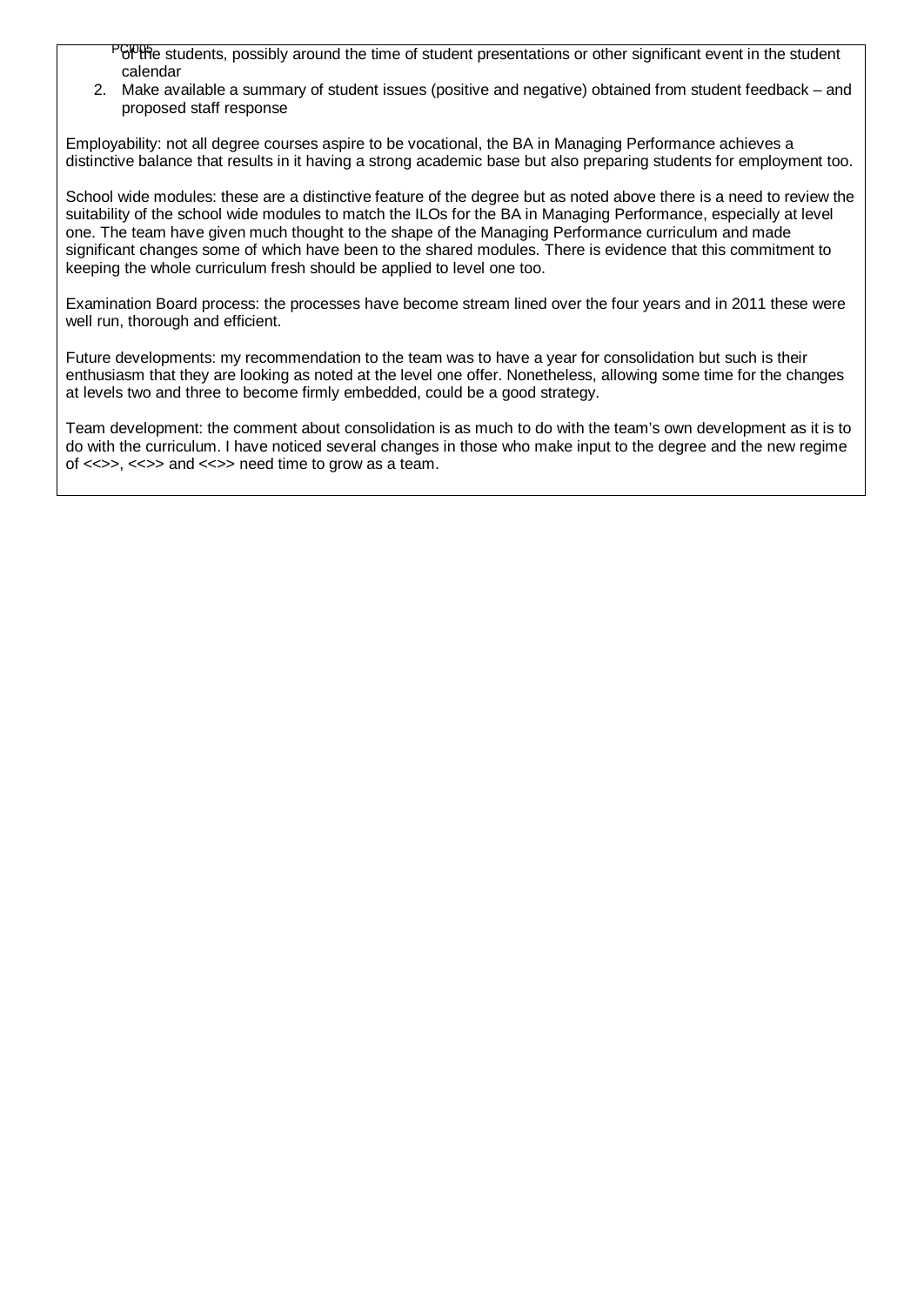of the students, possibly around the time of student presentations or other significant event in the student calendar

2. Make available a summary of student issues (positive and negative) obtained from student feedback – and proposed staff response

Employability: not all degree courses aspire to be vocational, the BA in Managing Performance achieves a distinctive balance that results in it having a strong academic base but also preparing students for employment too.

School wide modules: these are a distinctive feature of the degree but as noted above there is a need to review the suitability of the school wide modules to match the ILOs for the BA in Managing Performance, especially at level one. The team have given much thought to the shape of the Managing Performance curriculum and made significant changes some of which have been to the shared modules. There is evidence that this commitment to keeping the whole curriculum fresh should be applied to level one too.

Examination Board process: the processes have become stream lined over the four years and in 2011 these were well run, thorough and efficient.

Future developments: my recommendation to the team was to have a year for consolidation but such is their enthusiasm that they are looking as noted at the level one offer. Nonetheless, allowing some time for the changes at levels two and three to become firmly embedded, could be a good strategy.

Team development: the comment about consolidation is as much to do with the team's own development as it is to do with the curriculum. I have noticed several changes in those who make input to the degree and the new regime of <<>>, <<>> and <<>> need time to grow as a team.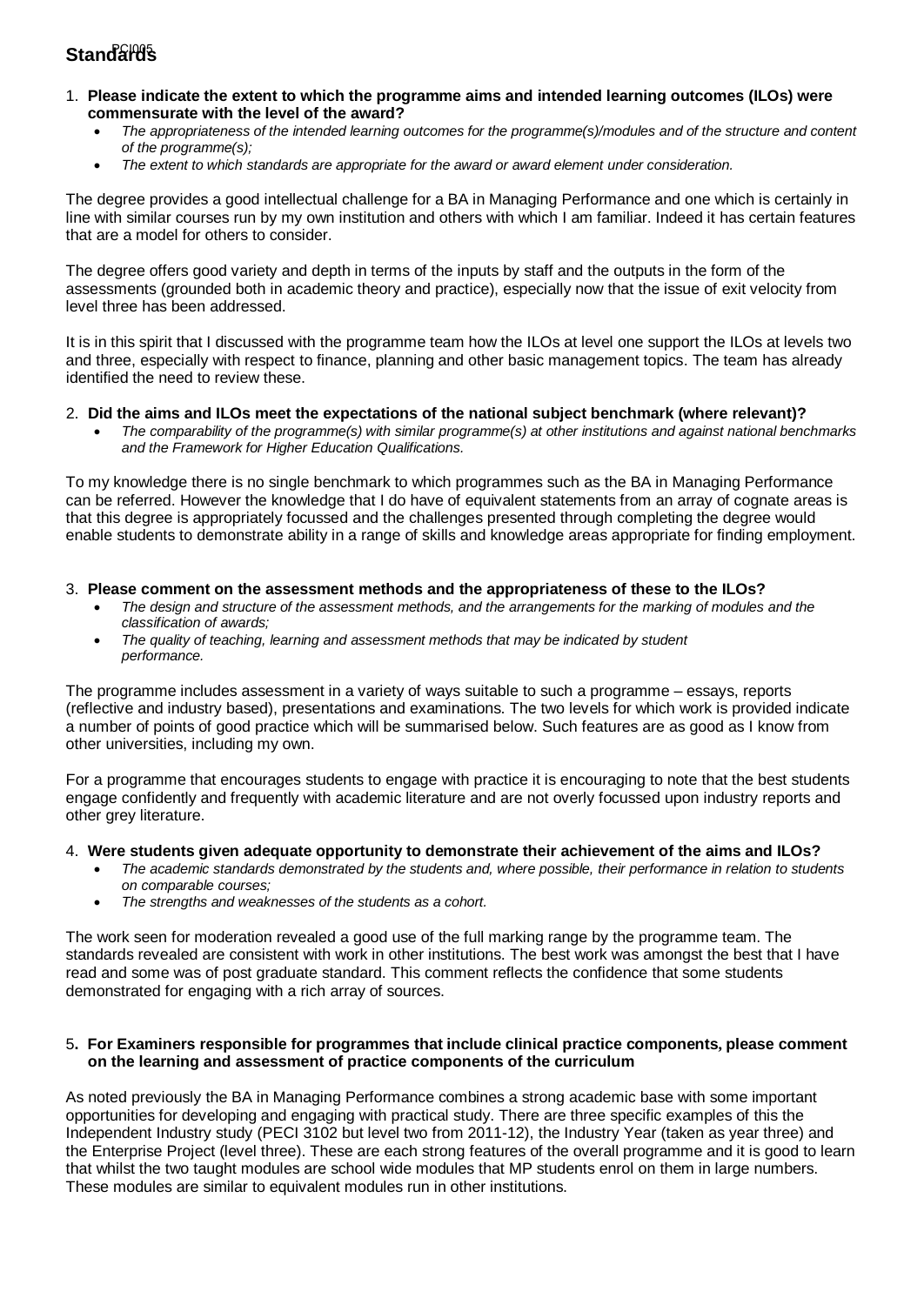# Standards

1. **Please indicate the extent to which the programme aims and intended learning outcomes (ILOs) were commensurate with the level of the award?**
   - *The appropriateness of the intended learning outcomes for the programme(s)/modules and of the structure and content of the programme(s);*
   - *The extent to which standards are appropriate for the award or award element under consideration.*

The degree provides a good intellectual challenge for a BA in Managing Performance and one which is certainly in line with similar courses run by my own institution and others with which I am familiar. Indeed it has certain features that are a model for others to consider.

The degree offers good variety and depth in terms of the inputs by staff and the outputs in the form of the assessments (grounded both in academic theory and practice), especially now that the issue of exit velocity from level three has been addressed.

It is in this spirit that I discussed with the programme team how the ILOs at level one support the ILOs at levels two and three, especially with respect to finance, planning and other basic management topics. The team has already identified the need to review these.

2. **Did the aims and ILOs meet the expectations of the national subject benchmark (where relevant)?**
   - *The comparability of the programme(s) with similar programme(s) at other institutions and against national benchmarks and the Framework for Higher Education Qualifications.*

To my knowledge there is no single benchmark to which programmes such as the BA in Managing Performance can be referred. However the knowledge that I do have of equivalent statements from an array of cognate areas is that this degree is appropriately focussed and the challenges presented through completing the degree would enable students to demonstrate ability in a range of skills and knowledge areas appropriate for finding employment.

3. **Please comment on the assessment methods and the appropriateness of these to the ILOs?**
   - *The design and structure of the assessment methods, and the arrangements for the marking of modules and the classification of awards;*
   - *The quality of teaching, learning and assessment methods that may be indicated by student performance.*

The programme includes assessment in a variety of ways suitable to such a programme – essays, reports (reflective and industry based), presentations and examinations. The two levels for which work is provided indicate a number of points of good practice which will be summarised below. Such features are as good as I know from other universities, including my own.

For a programme that encourages students to engage with practice it is encouraging to note that the best students engage confidently and frequently with academic literature and are not overly focussed upon industry reports and other grey literature.

4. **Were students given adequate opportunity to demonstrate their achievement of the aims and ILOs?**
   - *The academic standards demonstrated by the students and, where possible, their performance in relation to students on comparable courses;*
   - *The strengths and weaknesses of the students as a cohort.*

The work seen for moderation revealed a good use of the full marking range by the programme team. The standards revealed are consistent with work in other institutions. The best work was amongst the best that I have read and some was of post graduate standard. This comment reflects the confidence that some students demonstrated for engaging with a rich array of sources.

5. **For Examiners responsible for programmes that include clinical practice components, please comment on the learning and assessment of practice components of the curriculum**

As noted previously the BA in Managing Performance combines a strong academic base with some important opportunities for developing and engaging with practical study. There are three specific examples of this the Independent Industry study (PECI 3102 but level two from 2011-12), the Industry Year (taken as year three) and the Enterprise Project (level three). These are each strong features of the overall programme and it is good to learn that whilst the two taught modules are school wide modules that MP students enrol on them in large numbers. These modules are similar to equivalent modules run in other institutions.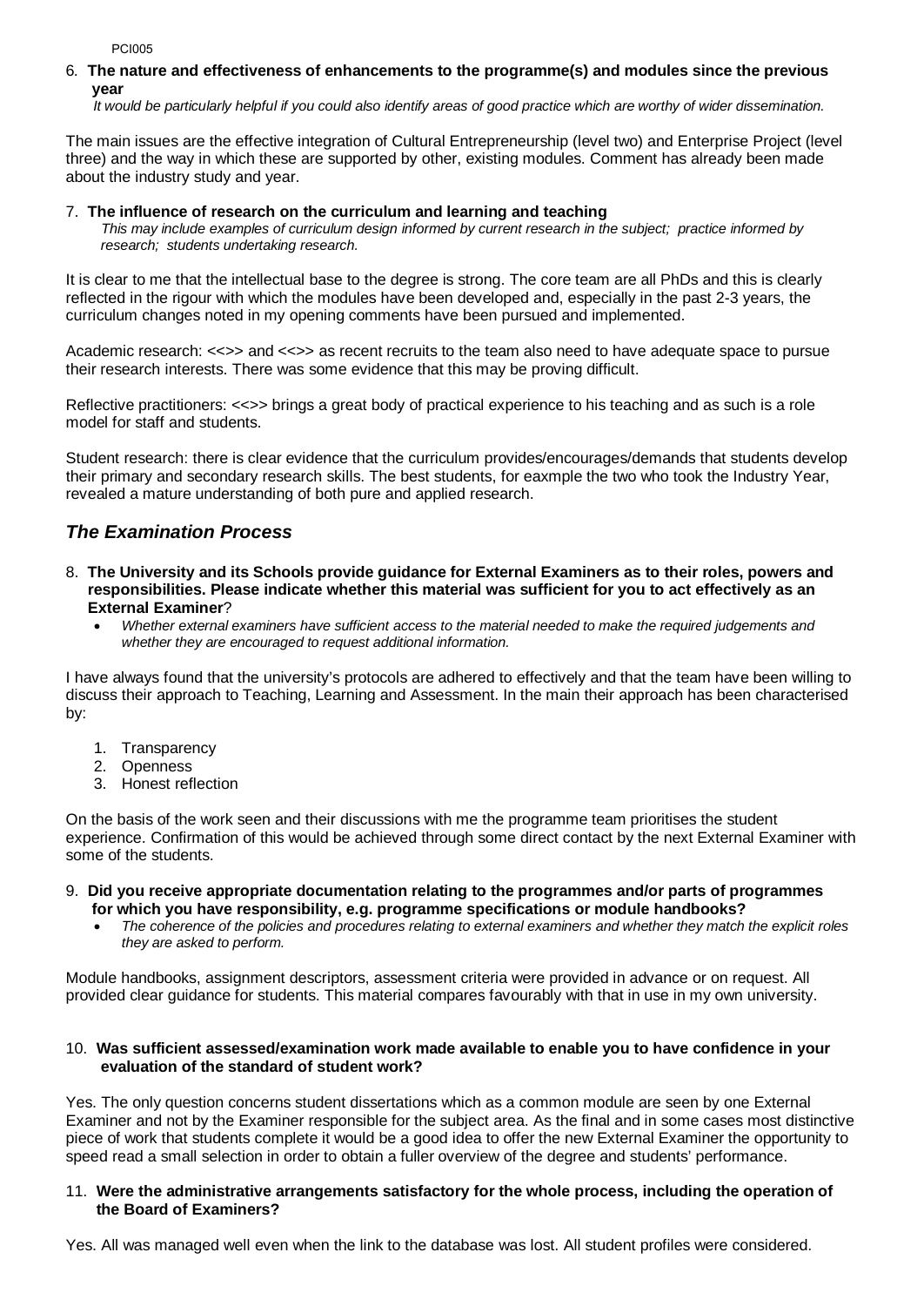6. **The nature and effectiveness of enhancements to the programme(s) and modules since the previous year**

*It would be particularly helpful if you could also identify areas of good practice which are worthy of wider dissemination.*

The main issues are the effective integration of Cultural Entrepreneurship (level two) and Enterprise Project (level three) and the way in which these are supported by other, existing modules. Comment has already been made about the industry study and year.

7. **The influence of research on the curriculum and learning and teaching**

*This may include examples of curriculum design informed by current research in the subject; practice informed by research; students undertaking research.*

It is clear to me that the intellectual base to the degree is strong. The core team are all PhDs and this is clearly reflected in the rigour with which the modules have been developed and, especially in the past 2-3 years, the curriculum changes noted in my opening comments have been pursued and implemented.

Academic research: <<>> and <<>> as recent recruits to the team also need to have adequate space to pursue their research interests. There was some evidence that this may be proving difficult.

Reflective practitioners: <<>> brings a great body of practical experience to his teaching and as such is a role model for staff and students.

Student research: there is clear evidence that the curriculum provides/encourages/demands that students develop their primary and secondary research skills. The best students, for eaxmple the two who took the Industry Year, revealed a mature understanding of both pure and applied research.

## *The Examination Process*

8. **The University and its Schools provide guidance for External Examiners as to their roles, powers and responsibilities. Please indicate whether this material was sufficient for you to act effectively as an External Examiner**?
   - *Whether external examiners have sufficient access to the material needed to make the required judgements and whether they are encouraged to request additional information.*

I have always found that the university's protocols are adhered to effectively and that the team have been willing to discuss their approach to Teaching, Learning and Assessment. In the main their approach has been characterised by:

1. Transparency
2. Openness
3. Honest reflection

On the basis of the work seen and their discussions with me the programme team prioritises the student experience. Confirmation of this would be achieved through some direct contact by the next External Examiner with some of the students.

9. **Did you receive appropriate documentation relating to the programmes and/or parts of programmes for which you have responsibility, e.g. programme specifications or module handbooks?**
   - *The coherence of the policies and procedures relating to external examiners and whether they match the explicit roles they are asked to perform.*

Module handbooks, assignment descriptors, assessment criteria were provided in advance or on request. All provided clear guidance for students. This material compares favourably with that in use in my own university.

10. **Was sufficient assessed/examination work made available to enable you to have confidence in your evaluation of the standard of student work?**

Yes. The only question concerns student dissertations which as a common module are seen by one External Examiner and not by the Examiner responsible for the subject area. As the final and in some cases most distinctive piece of work that students complete it would be a good idea to offer the new External Examiner the opportunity to speed read a small selection in order to obtain a fuller overview of the degree and students' performance.

11. **Were the administrative arrangements satisfactory for the whole process, including the operation of the Board of Examiners?**

Yes. All was managed well even when the link to the database was lost. All student profiles were considered.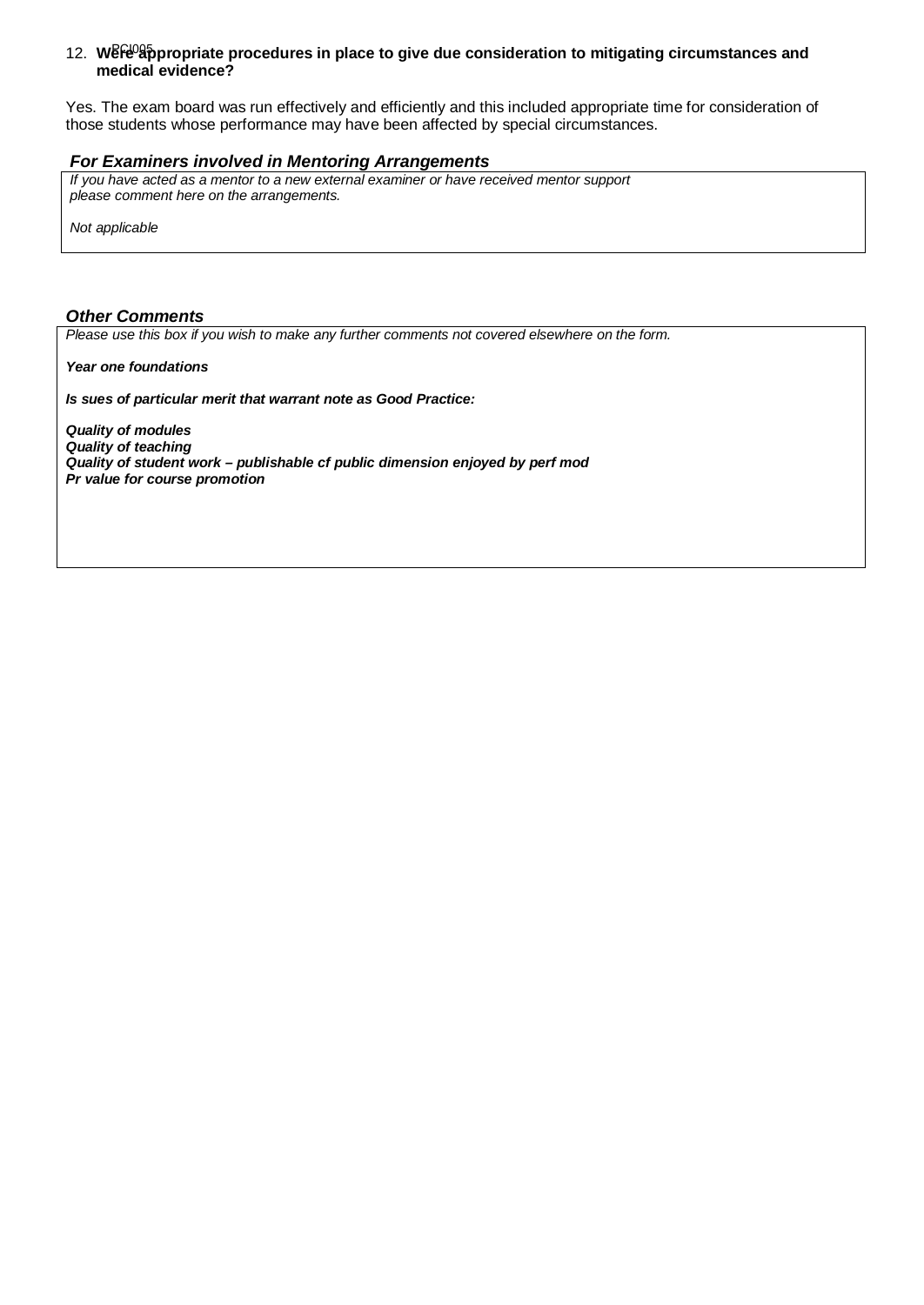12. **Were appropriate procedures in place to give due consideration to mitigating circumstances and medical evidence?**

Yes. The exam board was run effectively and efficiently and this included appropriate time for consideration of those students whose performance may have been affected by special circumstances.

### *For Examiners involved in Mentoring Arrangements*

*If you have acted as a mentor to a new external examiner or have received mentor support please comment here on the arrangements.*

*Not applicable*

### *Other Comments*

*Please use this box if you wish to make any further comments not covered elsewhere on the form.*

***Year one foundations***

***Is sues of particular merit that warrant note as Good Practice:***

***Quality of modules***
***Quality of teaching***
***Quality of student work – publishable cf public dimension enjoyed by perf mod***
***Pr value for course promotion***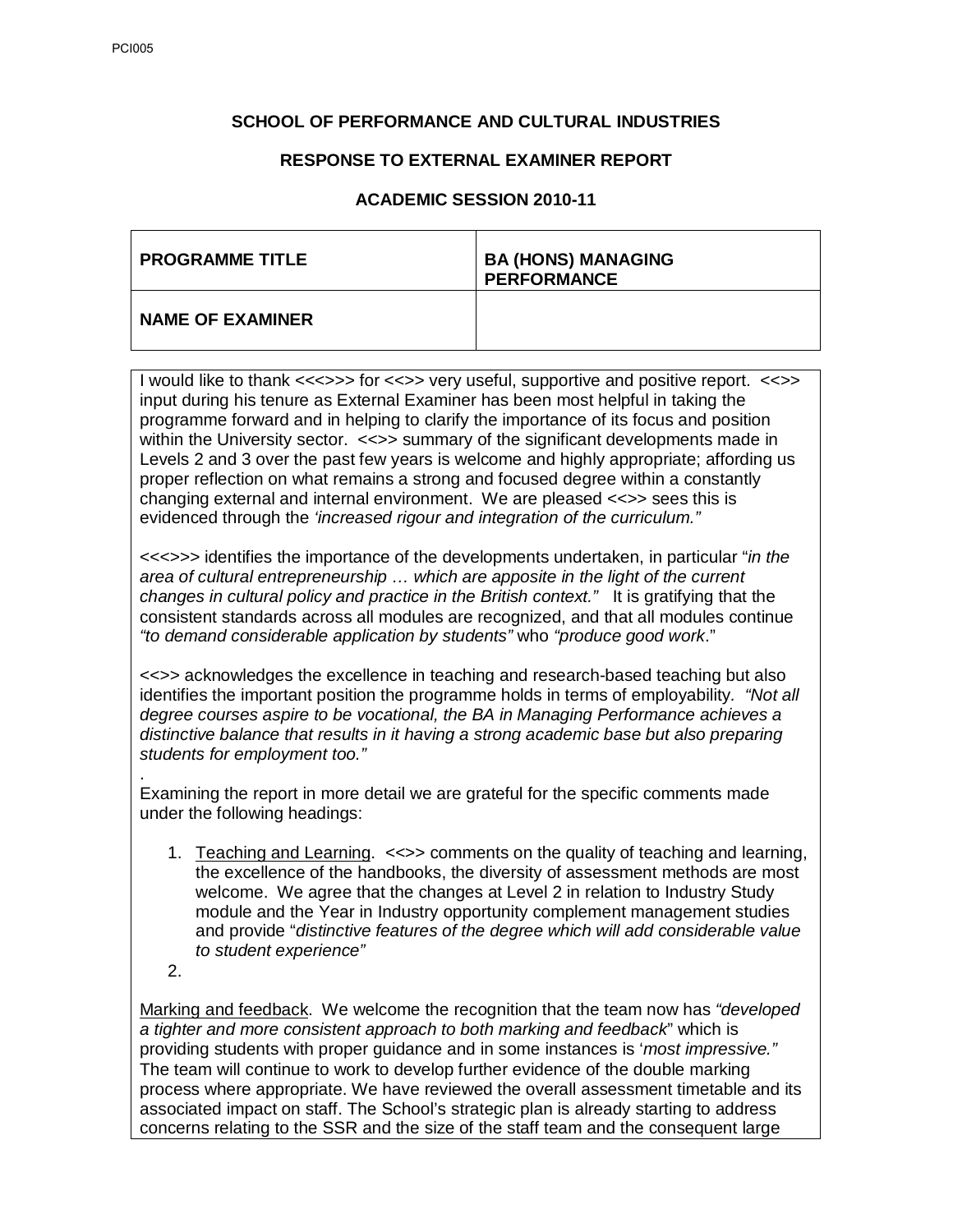**SCHOOL OF PERFORMANCE AND CULTURAL INDUSTRIES**

**RESPONSE TO EXTERNAL EXAMINER REPORT**

**ACADEMIC SESSION 2010-11**

| **PROGRAMME TITLE** | **BA (HONS) MANAGING PERFORMANCE** |
|---|---|
| **NAME OF EXAMINER** | |

I would like to thank <<<>>> for <<>> very useful, supportive and positive report. <<>> input during his tenure as External Examiner has been most helpful in taking the programme forward and in helping to clarify the importance of its focus and position within the University sector. <<>> summary of the significant developments made in Levels 2 and 3 over the past few years is welcome and highly appropriate; affording us proper reflection on what remains a strong and focused degree within a constantly changing external and internal environment. We are pleased <<>> sees this is evidenced through the *'increased rigour and integration of the curriculum."*

<<<>>> identifies the importance of the developments undertaken, in particular "*in the area of cultural entrepreneurship … which are apposite in the light of the current changes in cultural policy and practice in the British context."* It is gratifying that the consistent standards across all modules are recognized, and that all modules continue *"to demand considerable application by students"* who *"produce good work*."

<<>> acknowledges the excellence in teaching and research-based teaching but also identifies the important position the programme holds in terms of employability. *"Not all degree courses aspire to be vocational, the BA in Managing Performance achieves a distinctive balance that results in it having a strong academic base but also preparing students for employment too."*

.

Examining the report in more detail we are grateful for the specific comments made under the following headings:

1. Teaching and Learning. <<>> comments on the quality of teaching and learning, the excellence of the handbooks, the diversity of assessment methods are most welcome. We agree that the changes at Level 2 in relation to Industry Study module and the Year in Industry opportunity complement management studies and provide "*distinctive features of the degree which will add considerable value to student experience"*
2. 

Marking and feedback. We welcome the recognition that the team now has *"developed a tighter and more consistent approach to both marking and feedback*" which is providing students with proper guidance and in some instances is '*most impressive."* The team will continue to work to develop further evidence of the double marking process where appropriate. We have reviewed the overall assessment timetable and its associated impact on staff. The School's strategic plan is already starting to address concerns relating to the SSR and the size of the staff team and the consequent large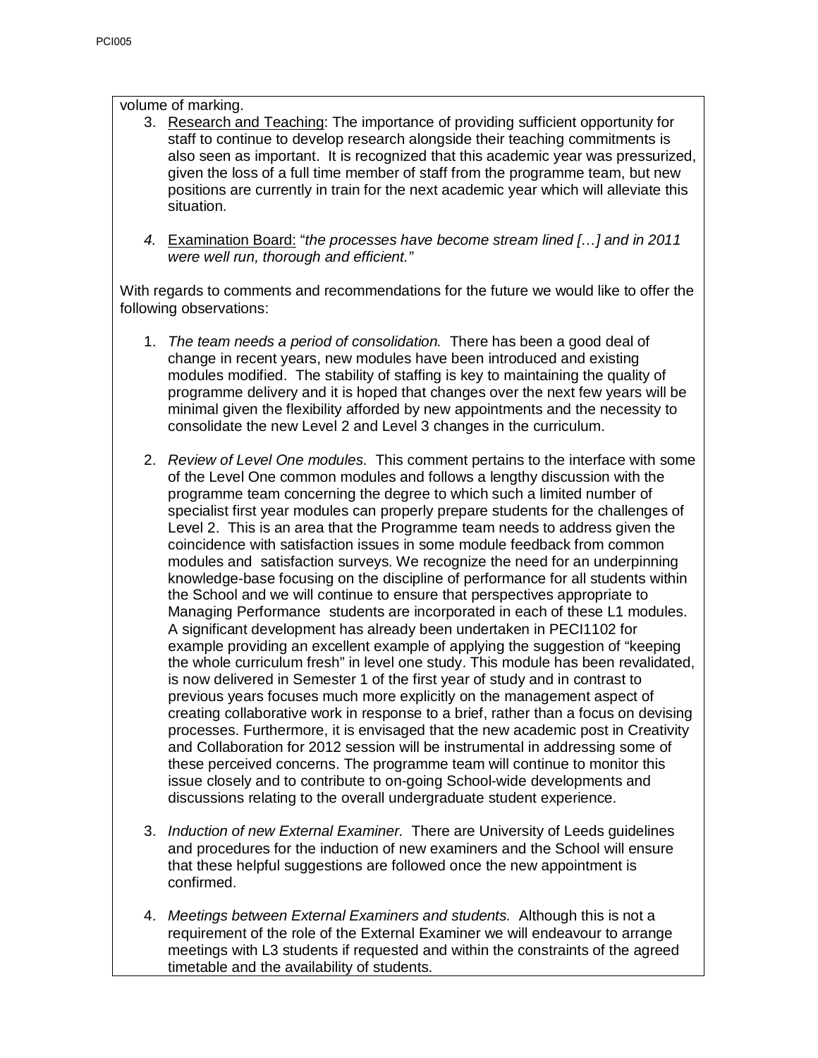volume of marking.

3. Research and Teaching: The importance of providing sufficient opportunity for staff to continue to develop research alongside their teaching commitments is also seen as important. It is recognized that this academic year was pressurized, given the loss of a full time member of staff from the programme team, but new positions are currently in train for the next academic year which will alleviate this situation.

4. Examination Board: "*the processes have become stream lined […] and in 2011 were well run, thorough and efficient.*"

With regards to comments and recommendations for the future we would like to offer the following observations:

1. *The team needs a period of consolidation.* There has been a good deal of change in recent years, new modules have been introduced and existing modules modified. The stability of staffing is key to maintaining the quality of programme delivery and it is hoped that changes over the next few years will be minimal given the flexibility afforded by new appointments and the necessity to consolidate the new Level 2 and Level 3 changes in the curriculum.

2. *Review of Level One modules.* This comment pertains to the interface with some of the Level One common modules and follows a lengthy discussion with the programme team concerning the degree to which such a limited number of specialist first year modules can properly prepare students for the challenges of Level 2. This is an area that the Programme team needs to address given the coincidence with satisfaction issues in some module feedback from common modules and satisfaction surveys. We recognize the need for an underpinning knowledge-base focusing on the discipline of performance for all students within the School and we will continue to ensure that perspectives appropriate to Managing Performance students are incorporated in each of these L1 modules. A significant development has already been undertaken in PECI1102 for example providing an excellent example of applying the suggestion of "keeping the whole curriculum fresh" in level one study. This module has been revalidated, is now delivered in Semester 1 of the first year of study and in contrast to previous years focuses much more explicitly on the management aspect of creating collaborative work in response to a brief, rather than a focus on devising processes. Furthermore, it is envisaged that the new academic post in Creativity and Collaboration for 2012 session will be instrumental in addressing some of these perceived concerns. The programme team will continue to monitor this issue closely and to contribute to on-going School-wide developments and discussions relating to the overall undergraduate student experience.

3. *Induction of new External Examiner.* There are University of Leeds guidelines and procedures for the induction of new examiners and the School will ensure that these helpful suggestions are followed once the new appointment is confirmed.

4. *Meetings between External Examiners and students.* Although this is not a requirement of the role of the External Examiner we will endeavour to arrange meetings with L3 students if requested and within the constraints of the agreed timetable and the availability of students.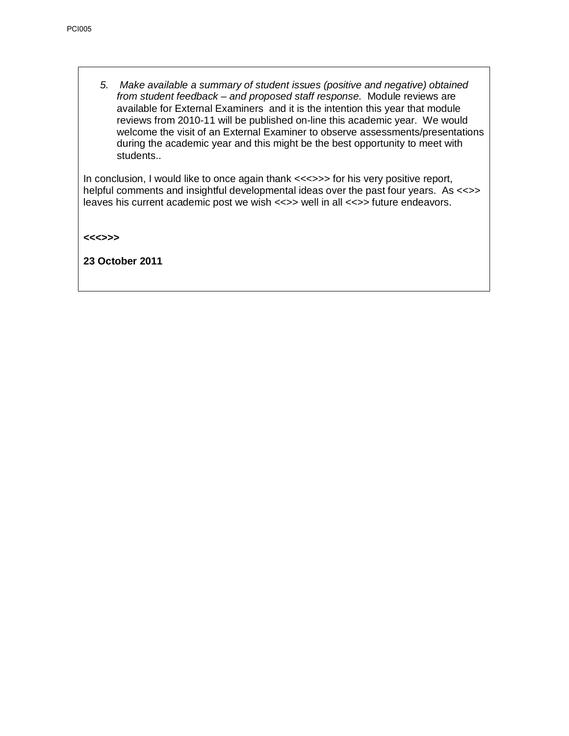5. *Make available a summary of student issues (positive and negative) obtained from student feedback – and proposed staff response.* Module reviews are available for External Examiners and it is the intention this year that module reviews from 2010-11 will be published on-line this academic year. We would welcome the visit of an External Examiner to observe assessments/presentations during the academic year and this might be the best opportunity to meet with students..

In conclusion, I would like to once again thank <<<>>> for his very positive report, helpful comments and insightful developmental ideas over the past four years. As <<>> leaves his current academic post we wish <<>> well in all <<>> future endeavors.

**<<<>>>**

**23 October 2011**